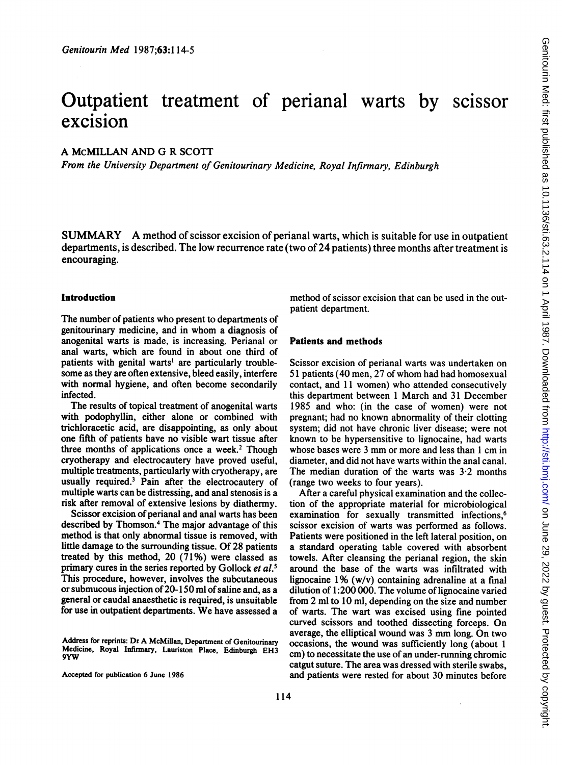# Outpatient treatment of perianal warts by scissor excision

A McMILLAN AND G R SCOTT

*From the University Department of Genitourinary Medicine, Royal Infirmary, Edinburgh*

SUMMARY A method of scissor excision of perianal warts, which is suitable for use in outpatient departments, is described. The low recurrence rate (two of 24 patients) three months after treatment is encouraging.

## Introduction

The number of patients who present to departments of genitourinary medicine, and in whom a diagnosis of anogenital warts is made, is increasing. Perianal or anal warts, which are found in about one third of patients with genital warts[1] are particularly troublesome as they are often extensive, bleed easily, interfere with normal hygiene, and often become secondarily infected.

The results of topical treatment of anogenital warts with podophyllin, either alone or combined with trichloracetic acid, are disappointing, as only about one fifth of patients have no visible wart tissue after three months of applications once a week.[2] Though cryotherapy and electrocautery have proved useful, multiple treatments, particularly with cryotherapy, are usually required.[3] Pain after the electrocautery of multiple warts can be distressing, and anal stenosis is a risk after removal of extensive lesions by diathermy.

Scissor excision of perianal and anal warts has been described by Thomson.[4] The major advantage of this method is that only abnormal tissue is removed, with little damage to the surrounding tissue. Of 28 patients treated by this method, 20 (71%) were classed as primary cures in the series reported by Gollock *et al*.[5] This procedure, however, involves the subcutaneous or submucous injection of 20-150 ml of saline and, as a general or caudal anaesthetic is required, is unsuitable for use in outpatient departments. We have assessed a method of scissor excision that can be used in the outpatient department.

## Patients and methods

Scissor excision of perianal warts was undertaken on 51 patients (40 men, 27 of whom had had homosexual contact, and 11 women) who attended consecutively this department between 1 March and 31 December 1985 and who: (in the case of women) were not pregnant; had no known abnormality of their clotting system; did not have chronic liver disease; were not known to be hypersensitive to lignocaine, had warts whose bases were 3 mm or more and less than 1 cm in diameter, and did not have warts within the anal canal. The median duration of the warts was 3·2 months (range two weeks to four years).

After a careful physical examination and the collection of the appropriate material for microbiological examination for sexually transmitted infections,[6] scissor excision of warts was performed as follows. Patients were positioned in the left lateral position, on a standard operating table covered with absorbent towels. After cleansing the perianal region, the skin around the base of the warts was infiltrated with lignocaine 1% (w/v) containing adrenaline at a final dilution of 1:200 000. The volume of lignocaine varied from 2 ml to 10 ml, depending on the size and number of warts. The wart was excised using fine pointed curved scissors and toothed dissecting forceps. On average, the elliptical wound was 3 mm long. On two occasions, the wound was sufficiently long (about 1 cm) to necessitate the use of an under-running chromic catgut suture. The area was dressed with sterile swabs, and patients were rested for about 30 minutes before

Address for reprints: Dr A McMillan, Department of Genitourinary Medicine, Royal Infirmary, Lauriston Place, Edinburgh EH3 9YW

Accepted for publication 6 June 1986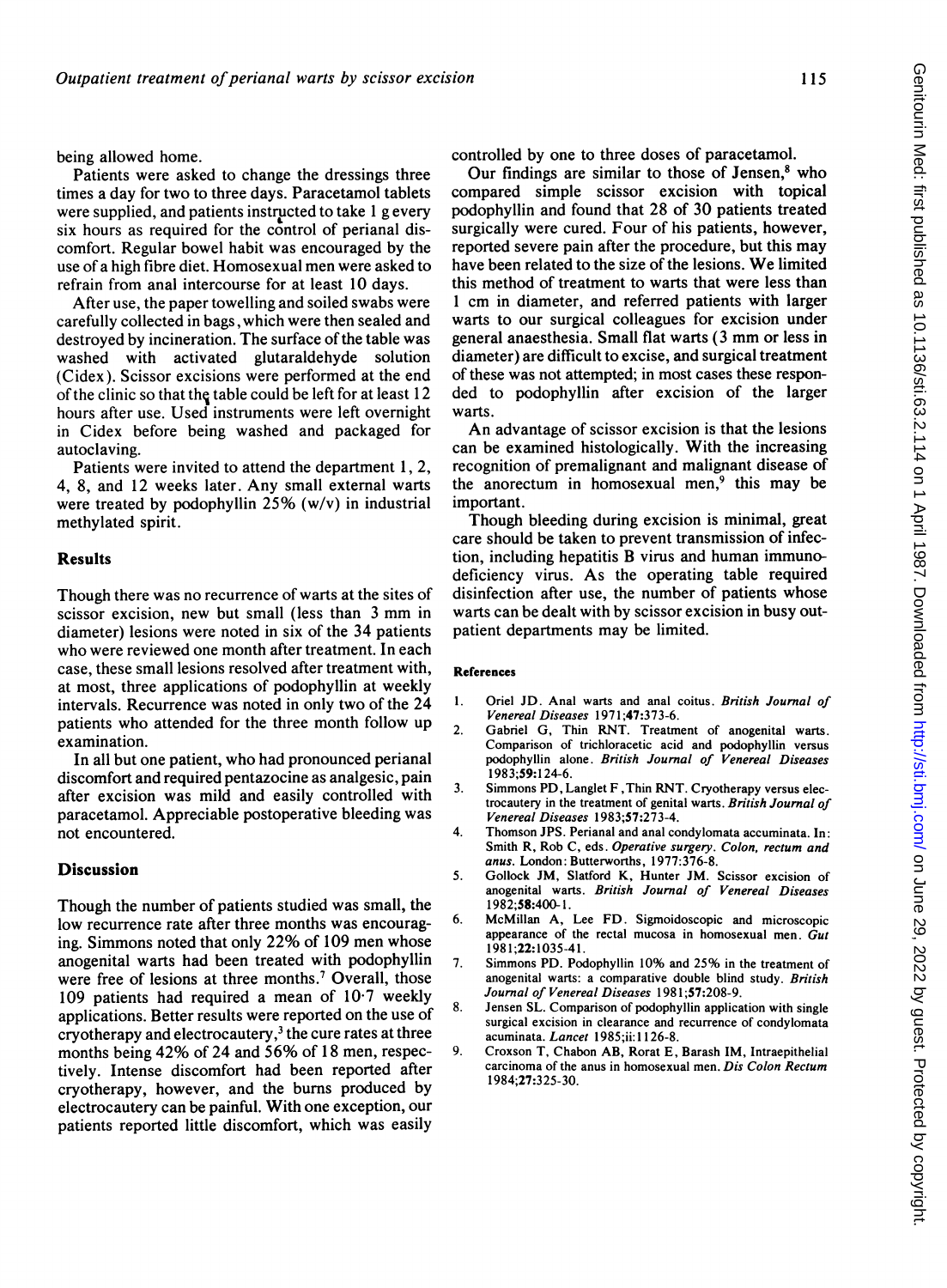being allowed home.

Patients were asked to change the dressings three times a day for two to three days. Paracetamol tablets were supplied, and patients instructed to take 1 g every six hours as required for the control of perianal discomfort. Regular bowel habit was encouraged by the use of a high fibre diet. Homosexual men were asked to refrain from anal intercourse for at least 10 days.

After use, the paper towelling and soiled swabs were carefully collected in bags, which were then sealed and destroyed by incineration. The surface of the table was washed with activated glutaraldehyde solution (Cidex). Scissor excisions were performed at the end of the clinic so that the table could be left for at least 12 hours after use. Used instruments were left overnight in Cidex before being washed and packaged for autoclaving.

Patients were invited to attend the department 1, 2, 4, 8, and 12 weeks later. Any small external warts were treated by podophyllin 25% (w/v) in industrial methylated spirit.

## Results

Though there was no recurrence of warts at the sites of scissor excision, new but small (less than 3 mm in diameter) lesions were noted in six of the 34 patients who were reviewed one month after treatment. In each case, these small lesions resolved after treatment with, at most, three applications of podophyllin at weekly intervals. Recurrence was noted in only two of the 24 patients who attended for the three month follow up examination.

In all but one patient, who had pronounced perianal discomfort and required pentazocine as analgesic, pain after excision was mild and easily controlled with paracetamol. Appreciable postoperative bleeding was not encountered.

## Discussion

Though the number of patients studied was small, the low recurrence rate after three months was encouraging. Simmons noted that only 22% of 109 men whose anogenital warts had been treated with podophyllin were free of lesions at three months.[7] Overall, those 109 patients had required a mean of 10·7 weekly applications. Better results were reported on the use of cryotherapy and electrocautery,[3] the cure rates at three months being 42% of 24 and 56% of 18 men, respectively. Intense discomfort had been reported after cryotherapy, however, and the burns produced by electrocautery can be painful. With one exception, our patients reported little discomfort, which was easily controlled by one to three doses of paracetamol.

Our findings are similar to those of Jensen,[8] who compared simple scissor excision with topical podophyllin and found that 28 of 30 patients treated surgically were cured. Four of his patients, however, reported severe pain after the procedure, but this may have been related to the size of the lesions. We limited this method of treatment to warts that were less than 1 cm in diameter, and referred patients with larger warts to our surgical colleagues for excision under general anaesthesia. Small flat warts (3 mm or less in diameter) are difficult to excise, and surgical treatment of these was not attempted; in most cases these responded to podophyllin after excision of the larger warts.

An advantage of scissor excision is that the lesions can be examined histologically. With the increasing recognition of premalignant and malignant disease of the anorectum in homosexual men,[9] this may be important.

Though bleeding during excision is minimal, great care should be taken to prevent transmission of infection, including hepatitis B virus and human immunodeficiency virus. As the operating table required disinfection after use, the number of patients whose warts can be dealt with by scissor excision in busy outpatient departments may be limited.

### References

1. Oriel JD. Anal warts and anal coitus. *British Journal of Venereal Diseases* 1971;**47**:373-6.
2. Gabriel G, Thin RNT. Treatment of anogenital warts. Comparison of trichloracetic acid and podophyllin versus podophyllin alone. *British Journal of Venereal Diseases* 1983;**59**:124-6.
3. Simmons PD, Langlet F, Thin RNT. Cryotherapy versus electrocautery in the treatment of genital warts. *British Journal of Venereal Diseases* 1983;**57**:273-4.
4. Thomson JPS. Perianal and anal condylomata acuminata. In: Smith R, Rob C, eds. *Operative surgery. Colon, rectum and anus.* London: Butterworths, 1977:376-8.
5. Gollock JM, Slatford K, Hunter JM. Scissor excision of anogenital warts. *British Journal of Venereal Diseases* 1982;**58**:400-1.
6. McMillan A, Lee FD. Sigmoidoscopic and microscopic appearance of the rectal mucosa in homosexual men. *Gut* 1981;**22**:1035-41.
7. Simmons PD. Podophyllin 10% and 25% in the treatment of anogenital warts: a comparative double blind study. *British Journal of Venereal Diseases* 1981;**57**:208-9.
8. Jensen SL. Comparison of podophyllin application with single surgical excision in clearance and recurrence of condylomata acuminata. *Lancet* 1985;ii:1126-8.
9. Croxson T, Chabon AB, Rorat E, Barash IM, Intraepithelial carcinoma of the anus in homosexual men. *Dis Colon Rectum* 1984;**27**:325-30.